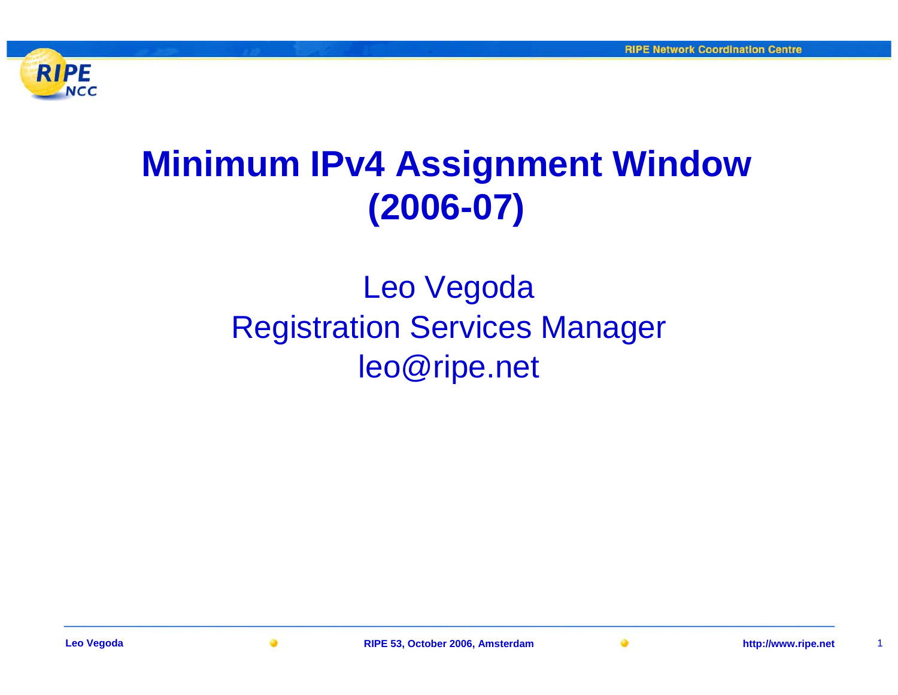# Minimum IPv4 Assignment Window (2006-07)

Leo Vegoda
Registration Services Manager
leo@ripe.net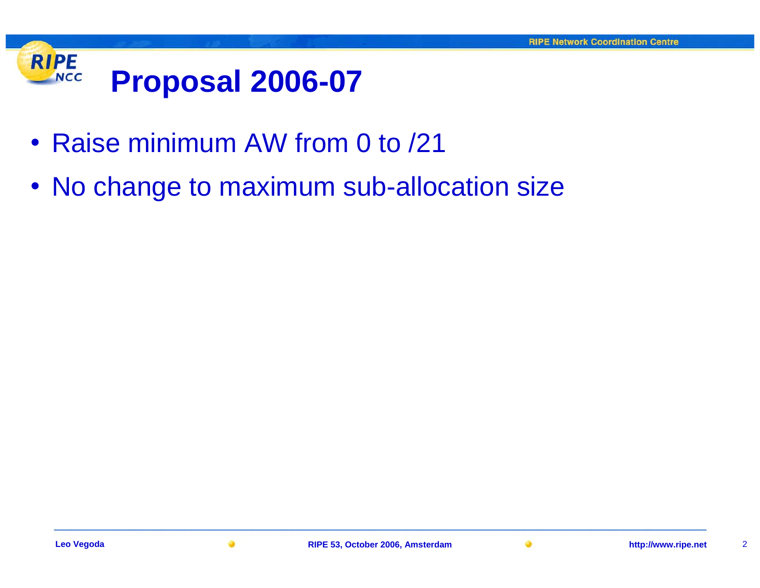# Proposal 2006-07

- Raise minimum AW from 0 to /21
- No change to maximum sub-allocation size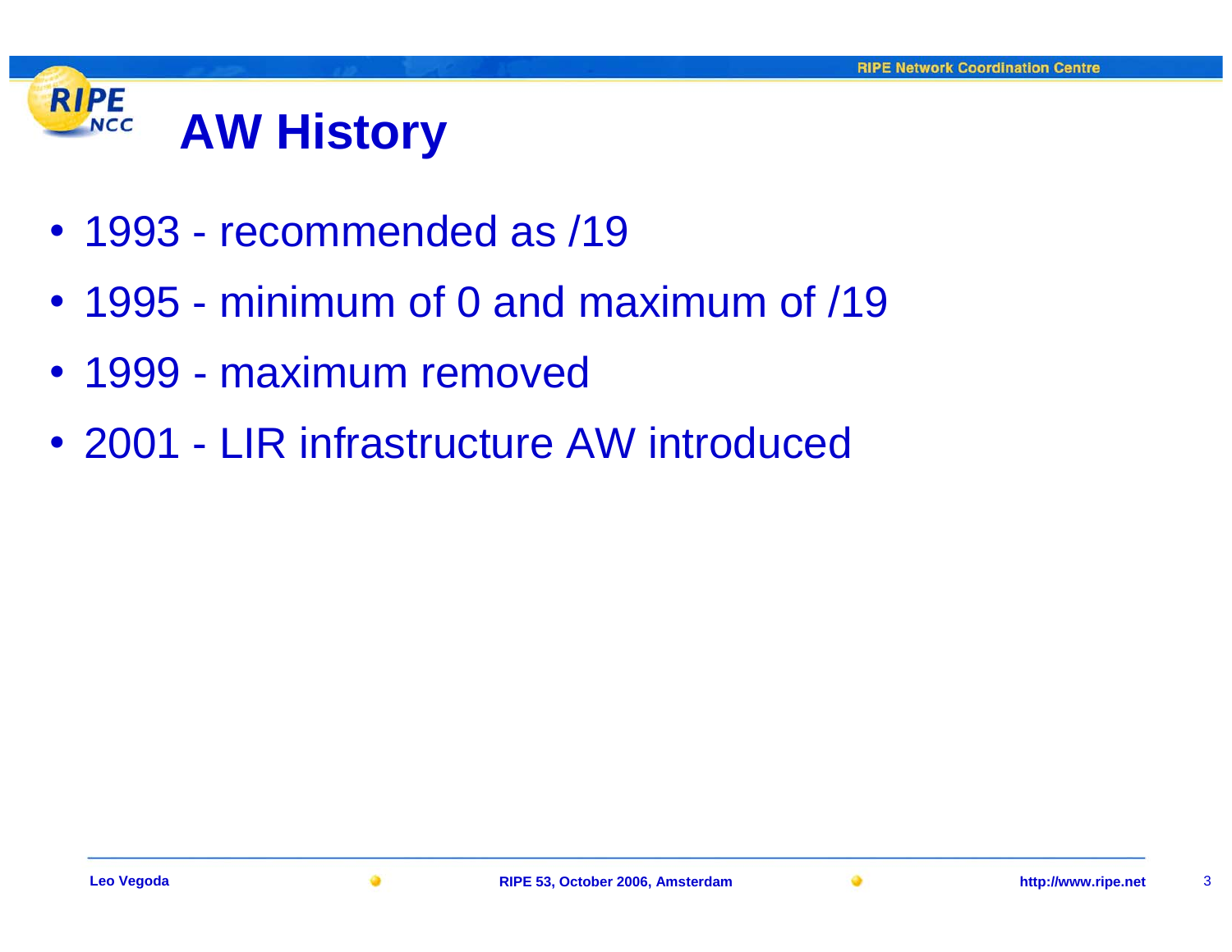# AW History

- 1993 - recommended as /19
- 1995 - minimum of 0 and maximum of /19
- 1999 - maximum removed
- 2001 - LIR infrastructure AW introduced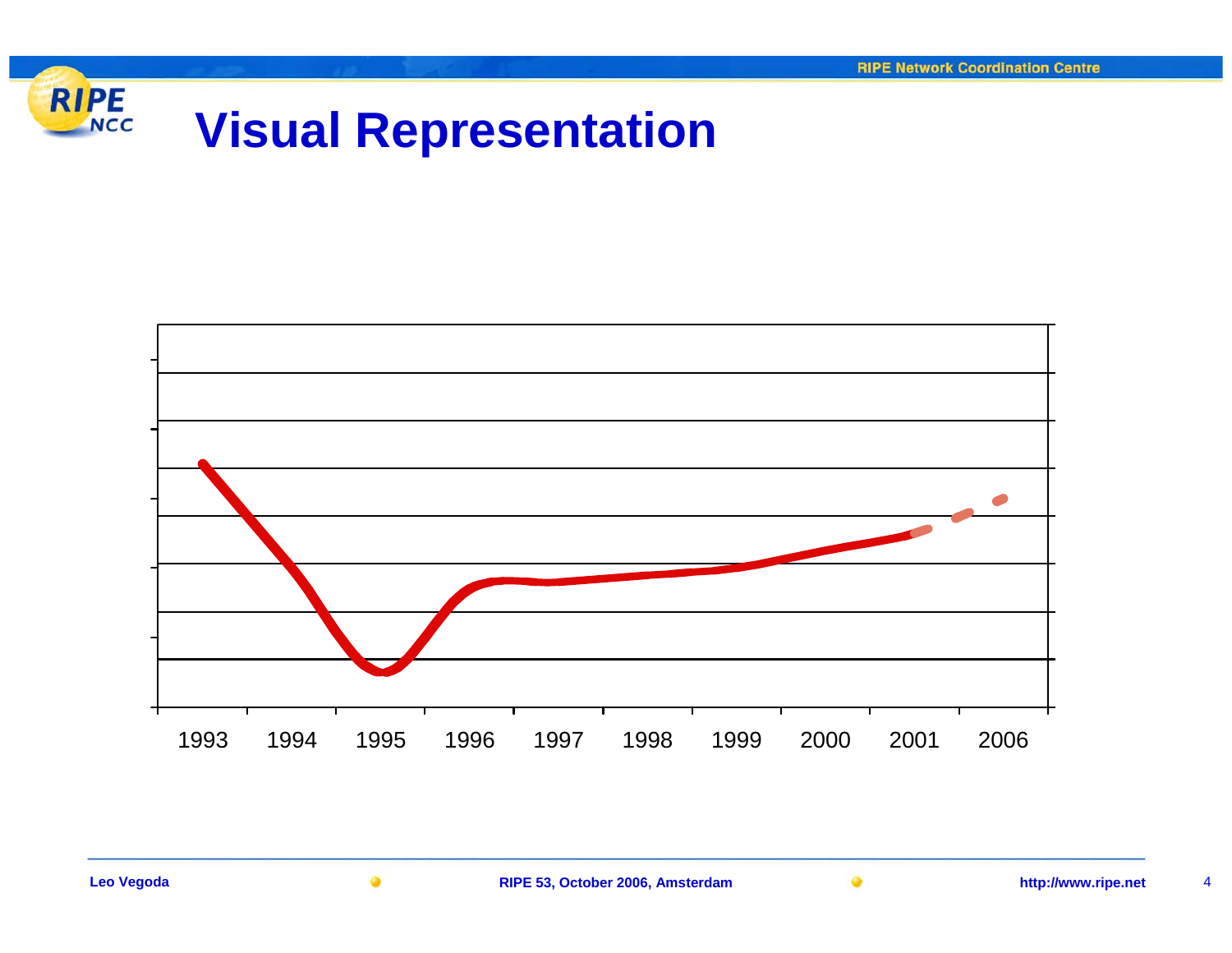# Visual Representation

1993 1994 1995 1996 1997 1998 1999 2000 2001 2006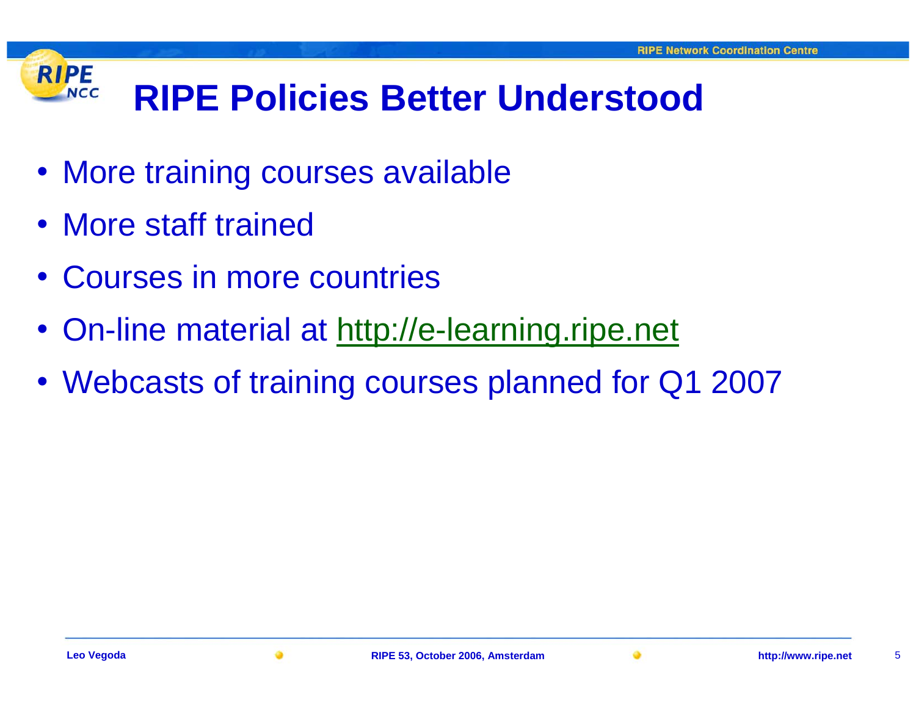# RIPE Policies Better Understood

- More training courses available
- More staff trained
- Courses in more countries
- On-line material at http://e-learning.ripe.net
- Webcasts of training courses planned for Q1 2007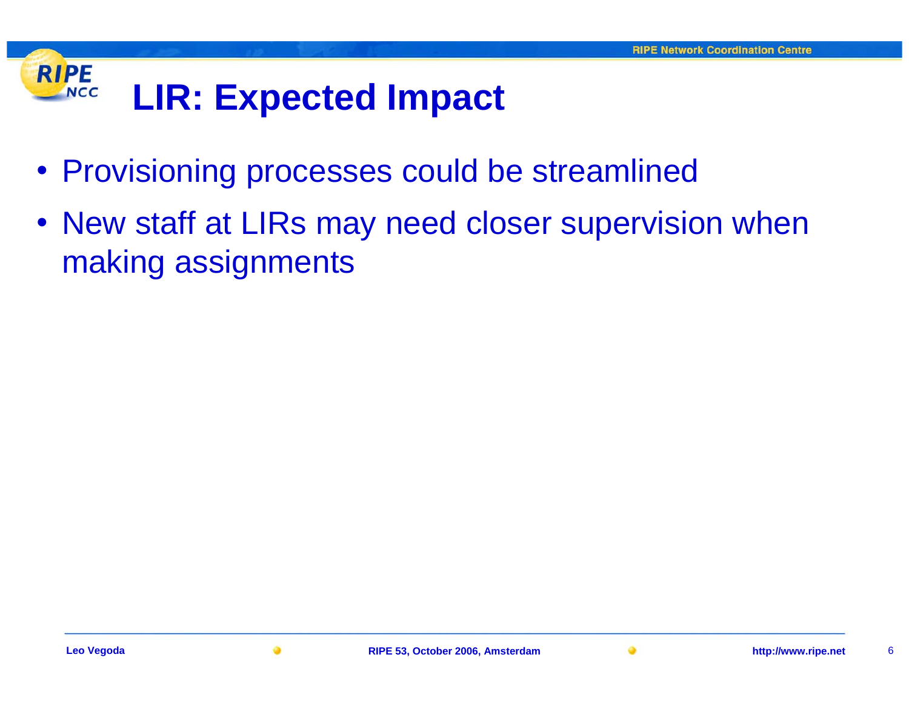# LIR: Expected Impact

- Provisioning processes could be streamlined
- New staff at LIRs may need closer supervision when making assignments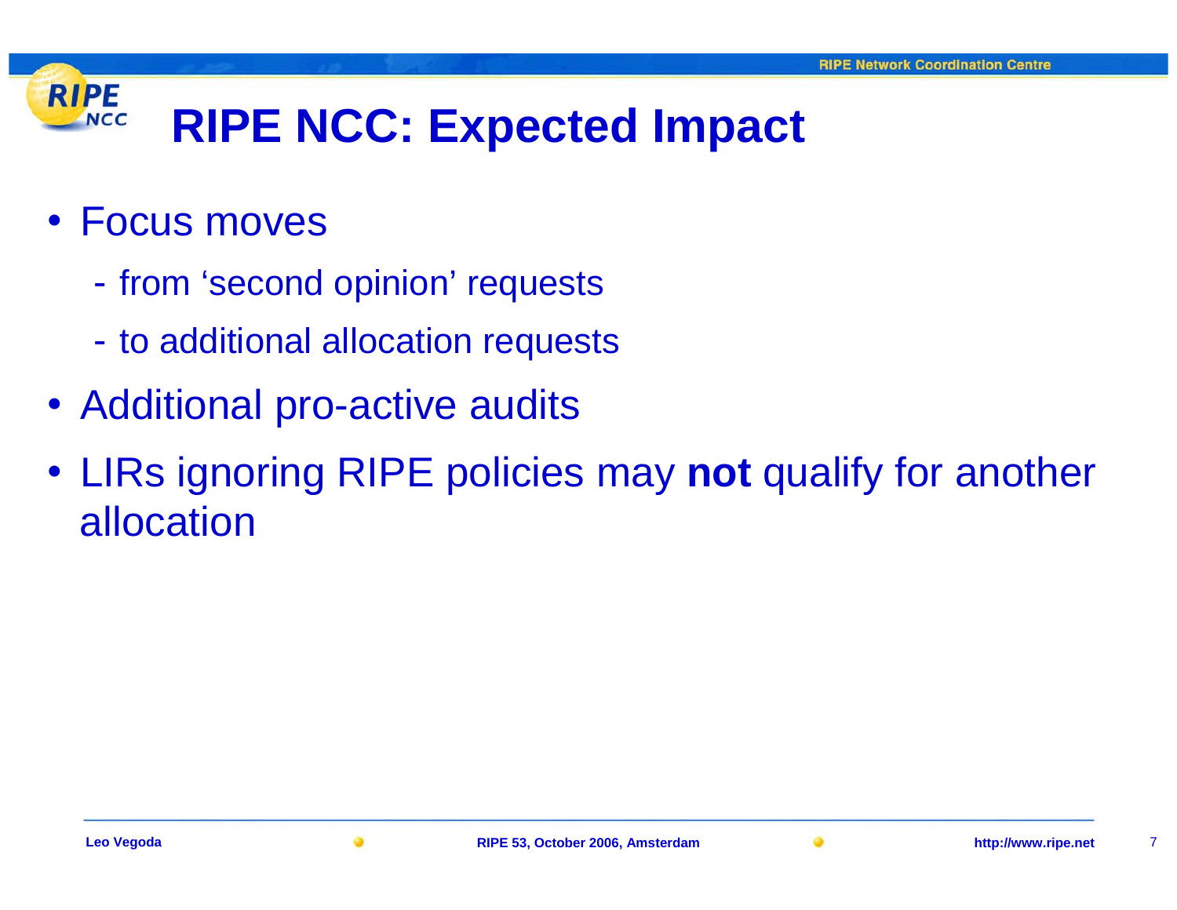# RIPE NCC: Expected Impact

- Focus moves
  - from ‘second opinion’ requests
  - to additional allocation requests
- Additional pro-active audits
- LIRs ignoring RIPE policies may **not** qualify for another allocation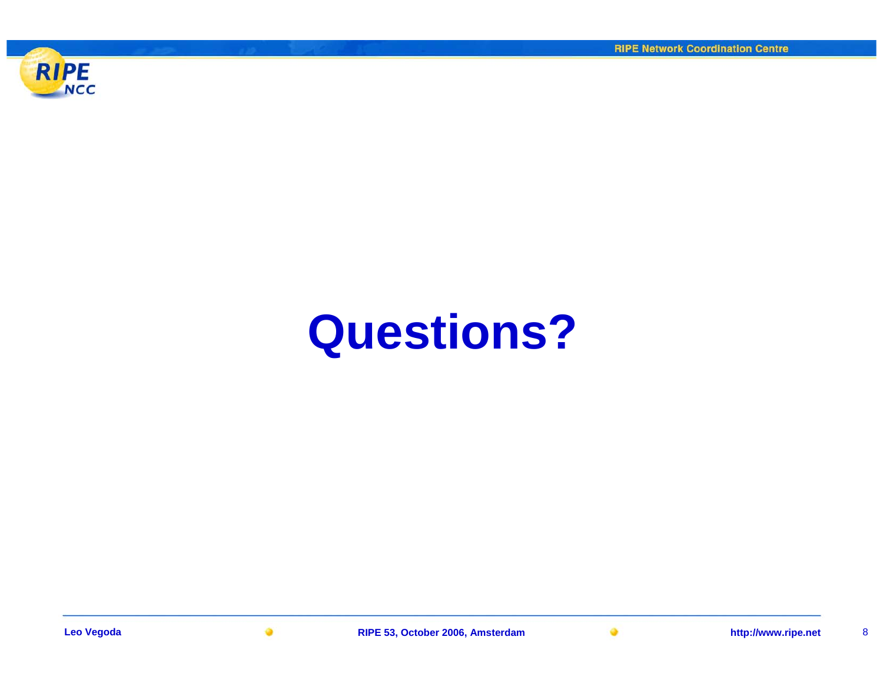# Questions?